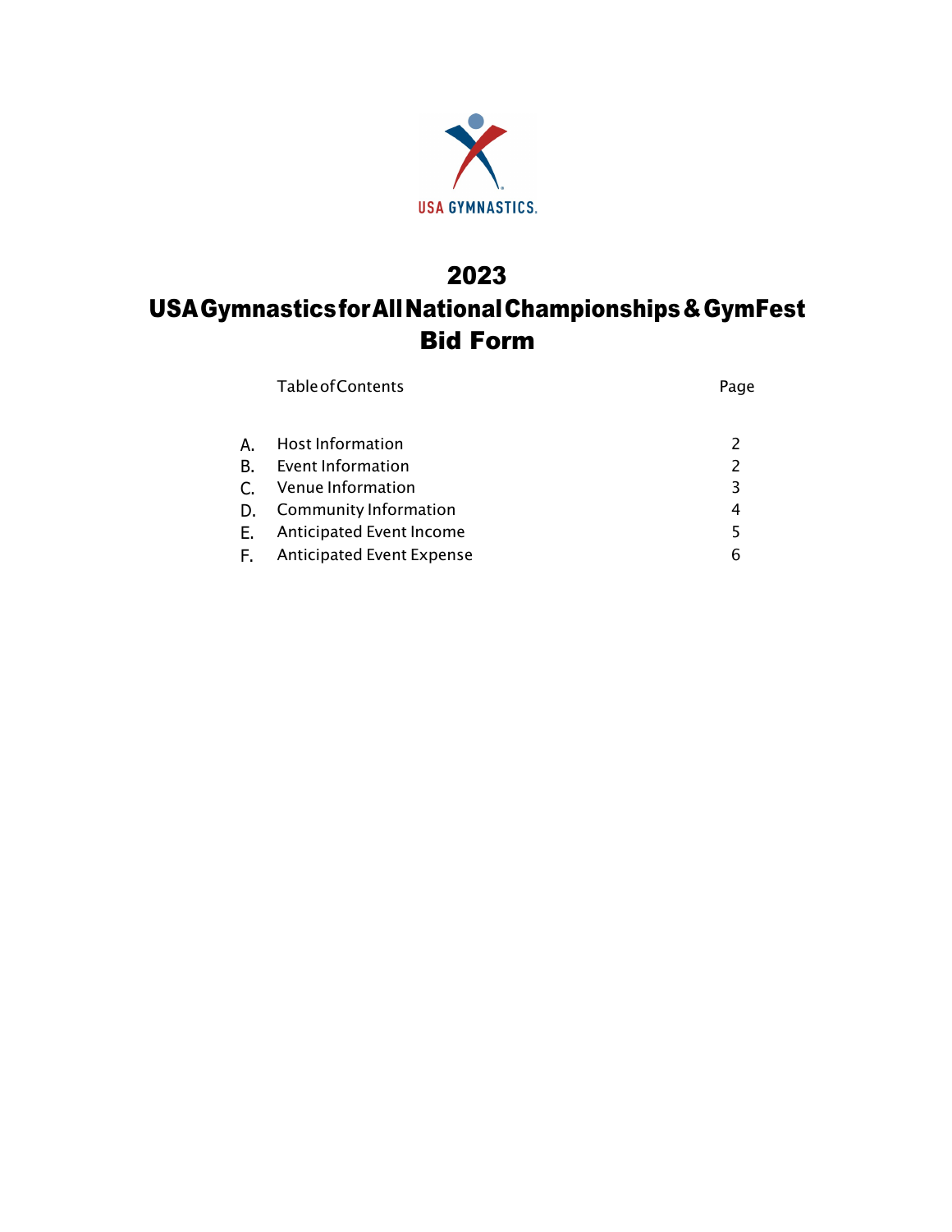USA GYMNASTICS.

# 2023

# USA Gymnastics for All National Championships & GymFest

# Bid Form

| | Table of Contents | Page |
|---|---|---|
| A. | Host Information | 2 |
| B. | Event Information | 2 |
| C. | Venue Information | 3 |
| D. | Community Information | 4 |
| E. | Anticipated Event Income | 5 |
| F. | Anticipated Event Expense | 6 |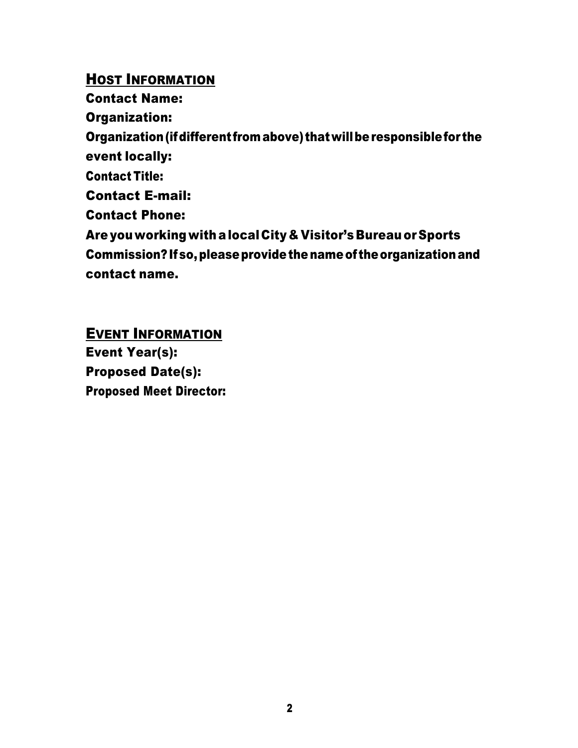## Host Information

**Contact Name:**

**Organization:**

**Organization (if different from above) that will be responsible for the event locally:**

**Contact Title:**

**Contact E-mail:**

**Contact Phone:**

**Are you working with a local City & Visitor's Bureau or Sports Commission? If so, please provide the name of the organization and contact name.**

## Event Information

**Event Year(s):**

**Proposed Date(s):**

**Proposed Meet Director:**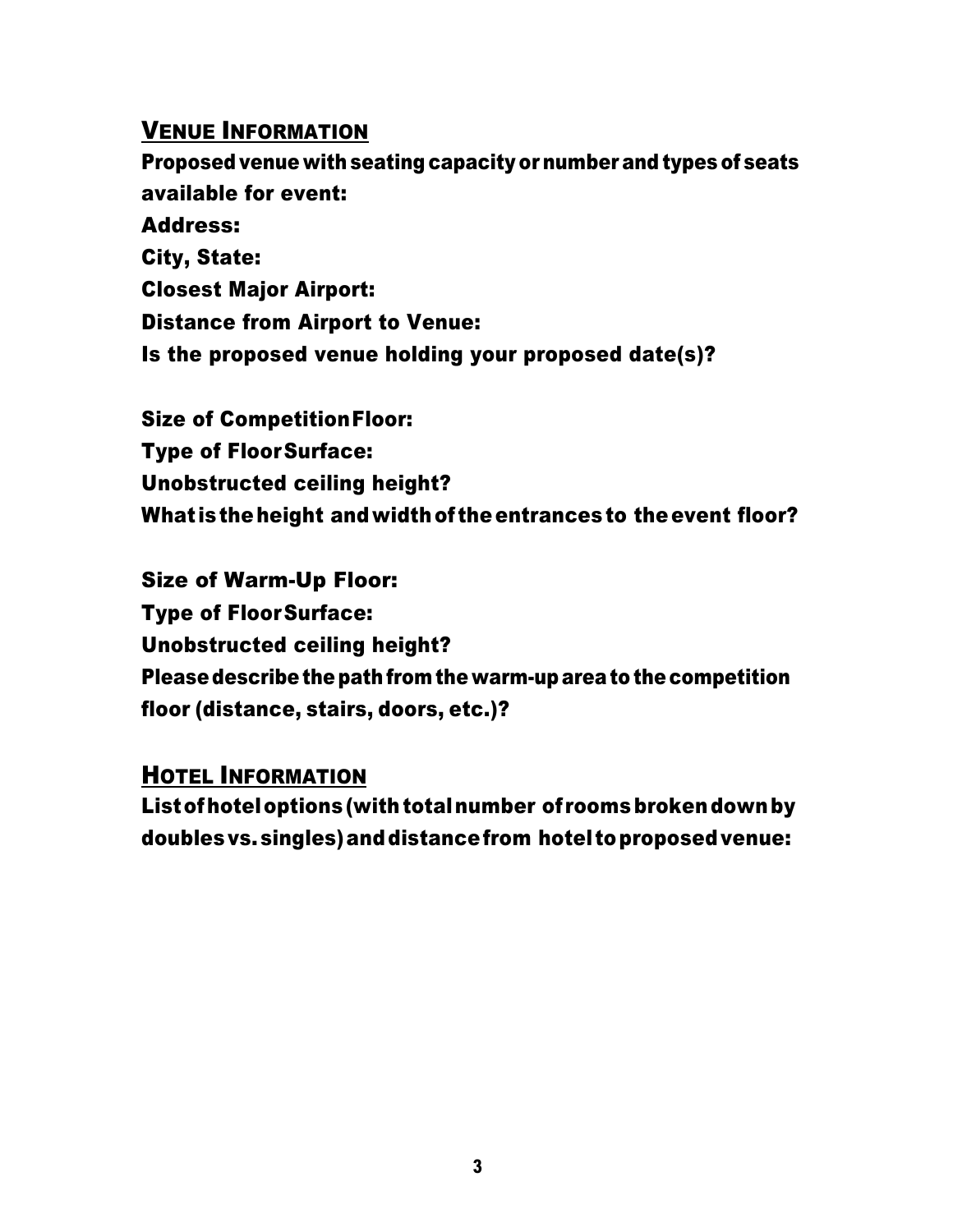## VENUE INFORMATION

**Proposed venue with seating capacity or number and types of seats available for event:**

**Address:**

**City, State:**

**Closest Major Airport:**

**Distance from Airport to Venue:**

**Is the proposed venue holding your proposed date(s)?**

**Size of Competition Floor:**

**Type of Floor Surface:**

**Unobstructed ceiling height?**

**What is the height and width of the entrances to the event floor?**

**Size of Warm-Up Floor:**

**Type of Floor Surface:**

**Unobstructed ceiling height?**

**Please describe the path from the warm-up area to the competition floor (distance, stairs, doors, etc.)?**

## HOTEL INFORMATION

**List of hotel options (with total number of rooms broken down by doubles vs. singles) and distance from hotel to proposed venue:**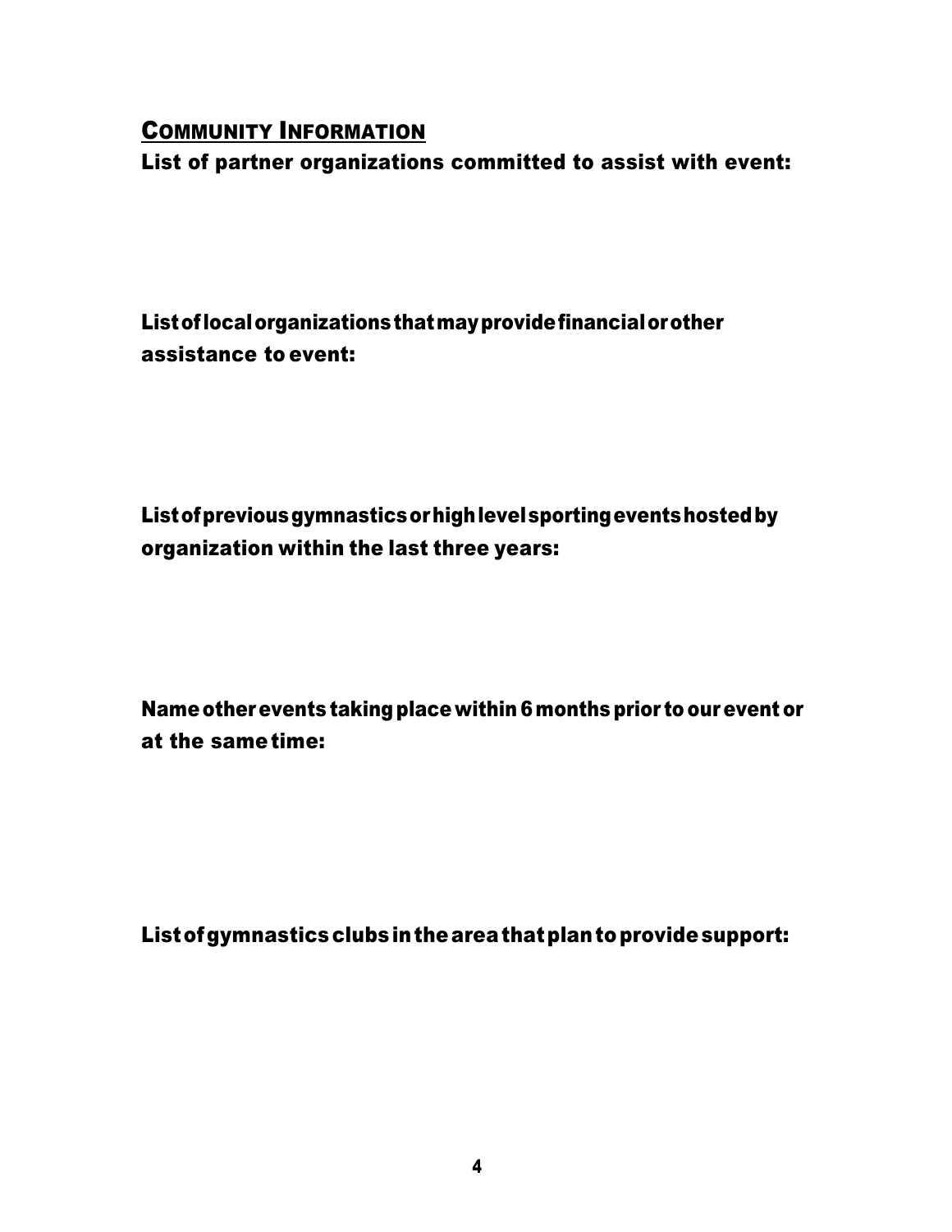## COMMUNITY INFORMATION

**List of partner organizations committed to assist with event:**

**List of local organizations that may provide financial or other assistance to event:**

**List of previous gymnastics or high level sporting events hosted by organization within the last three years:**

**Name other events taking place within 6 months prior to our event or at the same time:**

**List of gymnastics clubs in the area that plan to provide support:**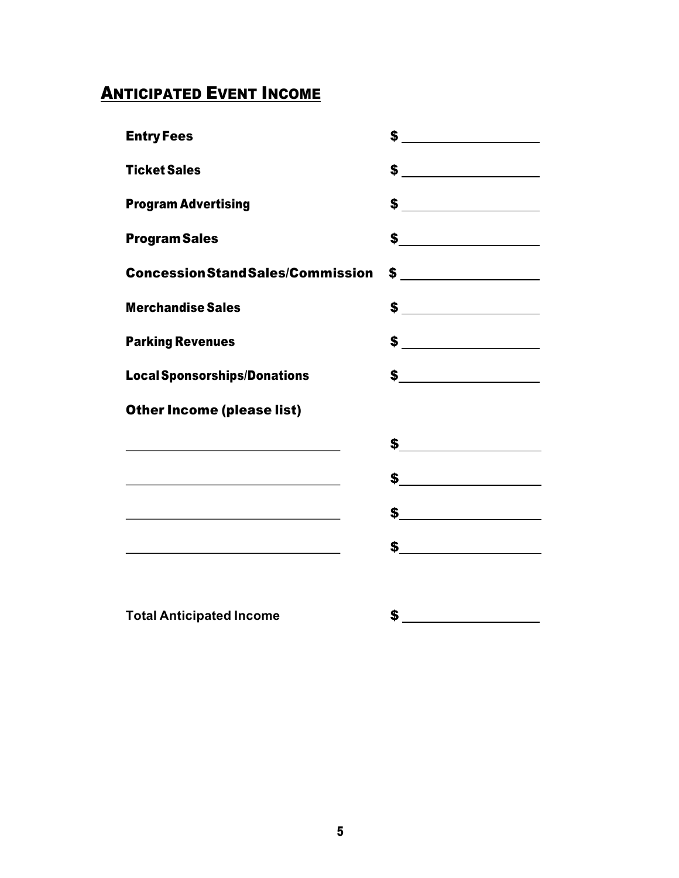## ANTICIPATED EVENT INCOME

**Entry Fees** $ \_\_\_\_\_\_\_\_\_\_\_\_\_\_\_\_\_\_\_\_

**Ticket Sales** $ \_\_\_\_\_\_\_\_\_\_\_\_\_\_\_\_\_\_\_\_

**Program Advertising** $ \_\_\_\_\_\_\_\_\_\_\_\_\_\_\_\_\_\_\_\_

**Program Sales** $ \_\_\_\_\_\_\_\_\_\_\_\_\_\_\_\_\_\_\_\_

**Concession Stand Sales/Commission** $ \_\_\_\_\_\_\_\_\_\_\_\_\_\_\_\_\_\_\_\_

**Merchandise Sales** $ \_\_\_\_\_\_\_\_\_\_\_\_\_\_\_\_\_\_\_\_

**Parking Revenues** $ \_\_\_\_\_\_\_\_\_\_\_\_\_\_\_\_\_\_\_\_

**Local Sponsorships/Donations** $ \_\_\_\_\_\_\_\_\_\_\_\_\_\_\_\_\_\_\_\_

**Other Income (please list)**

\_\_\_\_\_\_\_\_\_\_\_\_\_\_\_\_\_\_\_\_\_\_\_\_\_\_\_\_\_\_ $ \_\_\_\_\_\_\_\_\_\_\_\_\_\_\_\_\_\_\_\_

\_\_\_\_\_\_\_\_\_\_\_\_\_\_\_\_\_\_\_\_\_\_\_\_\_\_\_\_\_\_ $ \_\_\_\_\_\_\_\_\_\_\_\_\_\_\_\_\_\_\_\_

\_\_\_\_\_\_\_\_\_\_\_\_\_\_\_\_\_\_\_\_\_\_\_\_\_\_\_\_\_\_ $ \_\_\_\_\_\_\_\_\_\_\_\_\_\_\_\_\_\_\_\_

\_\_\_\_\_\_\_\_\_\_\_\_\_\_\_\_\_\_\_\_\_\_\_\_\_\_\_\_\_\_ $ \_\_\_\_\_\_\_\_\_\_\_\_\_\_\_\_\_\_\_\_

**Total Anticipated Income** $ \_\_\_\_\_\_\_\_\_\_\_\_\_\_\_\_\_\_\_\_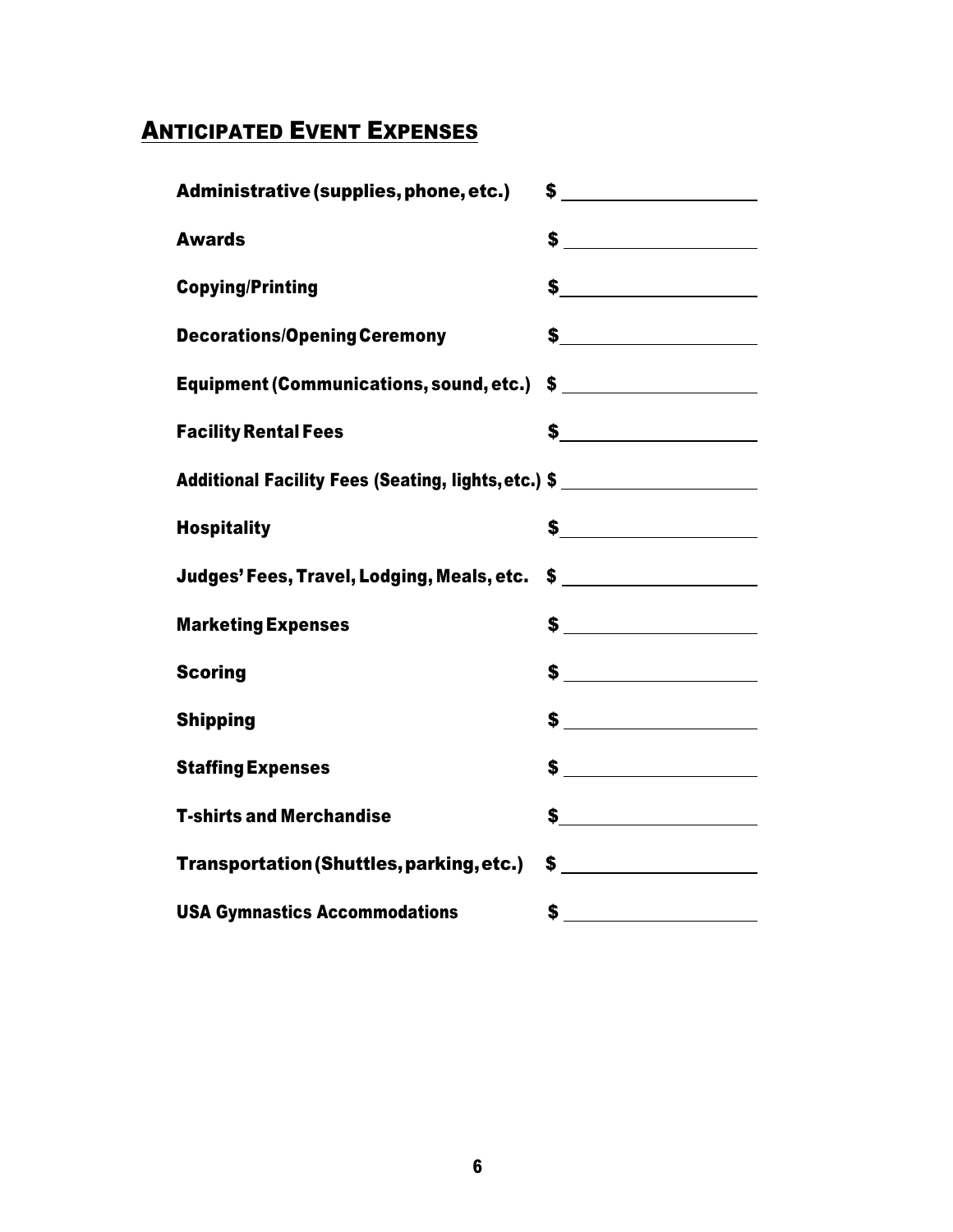## ANTICIPATED EVENT EXPENSES

| | |
|---|---|
| **Administrative (supplies, phone, etc.)** | $ ____________ |
| **Awards** | $ ____________ |
| **Copying/Printing** | $ ____________ |
| **Decorations/Opening Ceremony** | $ ____________ |
| **Equipment (Communications, sound, etc.)** | $ ____________ |
| **Facility Rental Fees** | $ ____________ |
| **Additional Facility Fees (Seating, lights, etc.)** | $ ____________ |
| **Hospitality** | $ ____________ |
| **Judges' Fees, Travel, Lodging, Meals, etc.** | $ ____________ |
| **Marketing Expenses** | $ ____________ |
| **Scoring** | $ ____________ |
| **Shipping** | $ ____________ |
| **Staffing Expenses** | $ ____________ |
| **T-shirts and Merchandise** | $ ____________ |
| **Transportation (Shuttles, parking, etc.)** | $ ____________ |
| **USA Gymnastics Accommodations** | $ ____________ |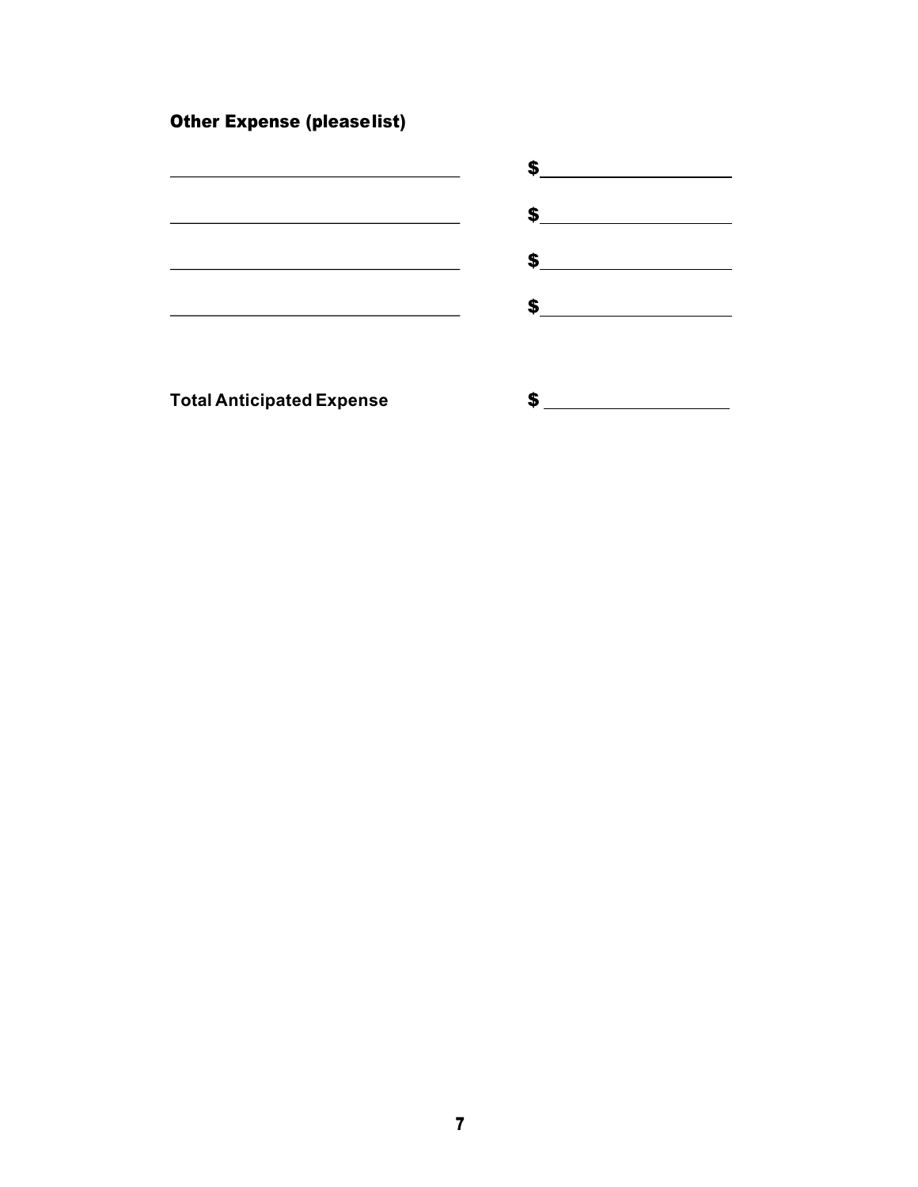**Other Expense (please list)**

| | |
|---|---|
| ______________________________ | $ ____________________ |
| ______________________________ | $ ____________________ |
| ______________________________ | $ ____________________ |
| ______________________________ | $ ____________________ |

**Total Anticipated Expense** $ ____________________